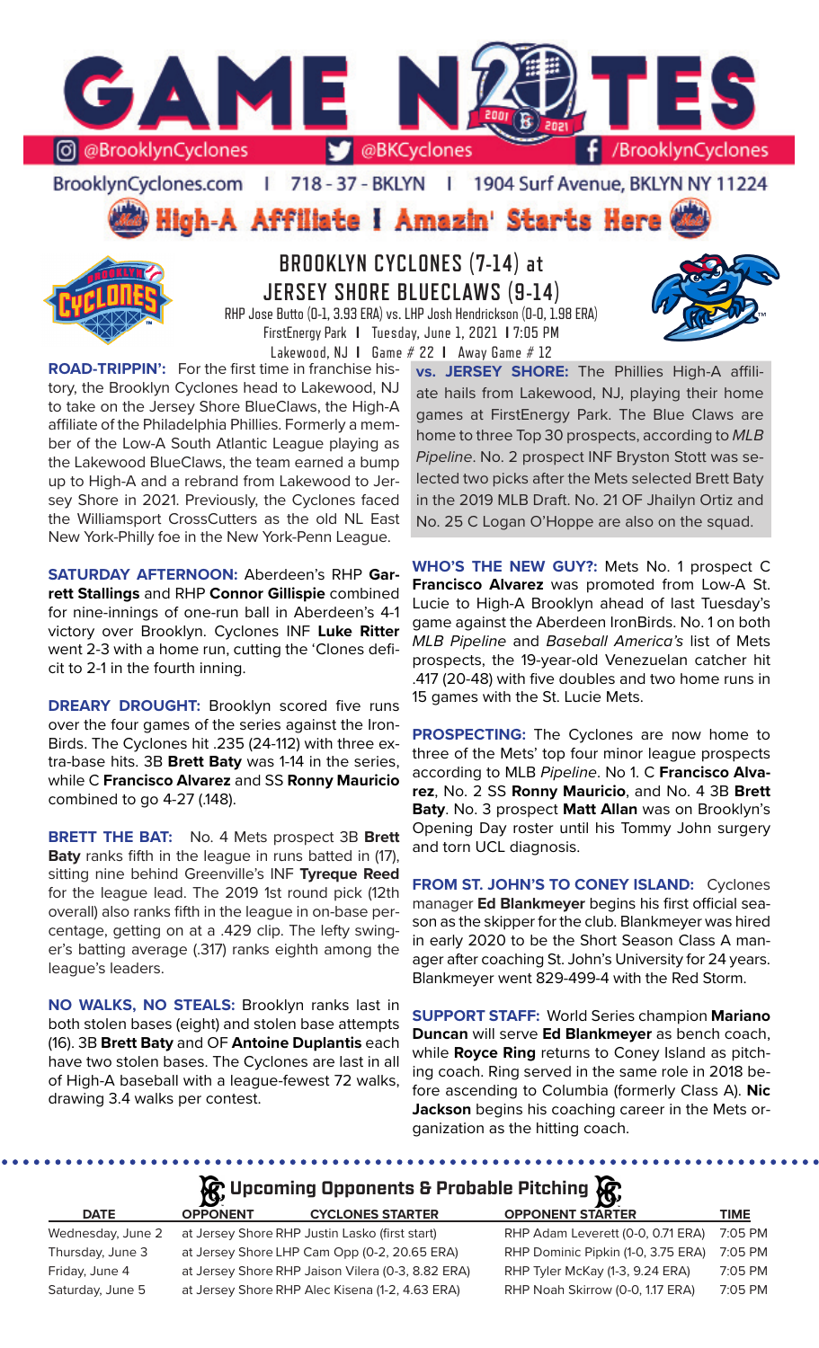# GAME NOTES

@BrooklynCyclones | @BKCyclones | /BrooklynCyclones

BrooklynCyclones.com | 718-37-BKLYN | 1904 Surf Avenue, BKLYN NY 11224

**High-A Affiliate | Amazin' Starts Here**

## BROOKLYN CYCLONES (7-14) at JERSEY SHORE BLUECLAWS (9-14)

RHP Jose Butto (0-1, 3.93 ERA) vs. LHP Josh Hendrickson (0-0, 1.98 ERA)
FirstEnergy Park | Tuesday, June 1, 2021 | 7:05 PM
Lakewood, NJ | Game # 22 | Away Game # 12

**ROAD-TRIPPIN':** For the first time in franchise history, the Brooklyn Cyclones head to Lakewood, NJ to take on the Jersey Shore BlueClaws, the High-A affiliate of the Philadelphia Phillies. Formerly a member of the Low-A South Atlantic League playing as the Lakewood BlueClaws, the team earned a bump up to High-A and a rebrand from Lakewood to Jersey Shore in 2021. Previously, the Cyclones faced the Williamsport CrossCutters as the old NL East New York-Philly foe in the New York-Penn League.

**SATURDAY AFTERNOON:** Aberdeen's RHP **Garrett Stallings** and RHP **Connor Gillispie** combined for nine-innings of one-run ball in Aberdeen's 4-1 victory over Brooklyn. Cyclones INF **Luke Ritter** went 2-3 with a home run, cutting the 'Clones deficit to 2-1 in the fourth inning.

**DREARY DROUGHT:** Brooklyn scored five runs over the four games of the series against the IronBirds. The Cyclones hit .235 (24-112) with three extra-base hits. 3B **Brett Baty** was 1-14 in the series, while C **Francisco Alvarez** and SS **Ronny Mauricio** combined to go 4-27 (.148).

**BRETT THE BAT:** No. 4 Mets prospect 3B **Brett Baty** ranks fifth in the league in runs batted in (17), sitting nine behind Greenville's INF **Tyreque Reed** for the league lead. The 2019 1st round pick (12th overall) also ranks fifth in the league in on-base percentage, getting on at a .429 clip. The lefty swinger's batting average (.317) ranks eighth among the league's leaders.

**NO WALKS, NO STEALS:** Brooklyn ranks last in both stolen bases (eight) and stolen base attempts (16). 3B **Brett Baty** and OF **Antoine Duplantis** each have two stolen bases. The Cyclones are last in all of High-A baseball with a league-fewest 72 walks, drawing 3.4 walks per contest.

**vs. JERSEY SHORE:** The Phillies High-A affiliate hails from Lakewood, NJ, playing their home games at FirstEnergy Park. The Blue Claws are home to three Top 30 prospects, according to *MLB Pipeline*. No. 2 prospect INF Bryston Stott was selected two picks after the Mets selected Brett Baty in the 2019 MLB Draft. No. 21 OF Jhailyn Ortiz and No. 25 C Logan O'Hoppe are also on the squad.

**WHO'S THE NEW GUY?:** Mets No. 1 prospect C **Francisco Alvarez** was promoted from Low-A St. Lucie to High-A Brooklyn ahead of last Tuesday's game against the Aberdeen IronBirds. No. 1 on both *MLB Pipeline* and *Baseball America's* list of Mets prospects, the 19-year-old Venezuelan catcher hit .417 (20-48) with five doubles and two home runs in 15 games with the St. Lucie Mets.

**PROSPECTING:** The Cyclones are now home to three of the Mets' top four minor league prospects according to MLB *Pipeline*. No 1. C **Francisco Alvarez**, No. 2 SS **Ronny Mauricio**, and No. 4 3B **Brett Baty**. No. 3 prospect **Matt Allan** was on Brooklyn's Opening Day roster until his Tommy John surgery and torn UCL diagnosis.

**FROM ST. JOHN'S TO CONEY ISLAND:** Cyclones manager **Ed Blankmeyer** begins his first official season as the skipper for the club. Blankmeyer was hired in early 2020 to be the Short Season Class A manager after coaching St. John's University for 24 years. Blankmeyer went 829-499-4 with the Red Storm.

**SUPPORT STAFF:** World Series champion **Mariano Duncan** will serve **Ed Blankmeyer** as bench coach, while **Royce Ring** returns to Coney Island as pitching coach. Ring served in the same role in 2018 before ascending to Columbia (formerly Class A). **Nic Jackson** begins his coaching career in the Mets organization as the hitting coach.

## Upcoming Opponents & Probable Pitching

| DATE | OPPONENT | CYCLONES STARTER | OPPONENT STARTER | TIME |
|---|---|---|---|---|
| Wednesday, June 2 | at Jersey Shore | RHP Justin Lasko (first start) | RHP Adam Leverett (0-0, 0.71 ERA) | 7:05 PM |
| Thursday, June 3 | at Jersey Shore | LHP Cam Opp (0-2, 20.65 ERA) | RHP Dominic Pipkin (1-0, 3.75 ERA) | 7:05 PM |
| Friday, June 4 | at Jersey Shore | RHP Jaison Vilera (0-3, 8.82 ERA) | RHP Tyler McKay (1-3, 9.24 ERA) | 7:05 PM |
| Saturday, June 5 | at Jersey Shore | RHP Alec Kisena (1-2, 4.63 ERA) | RHP Noah Skirrow (0-0, 1.17 ERA) | 7:05 PM |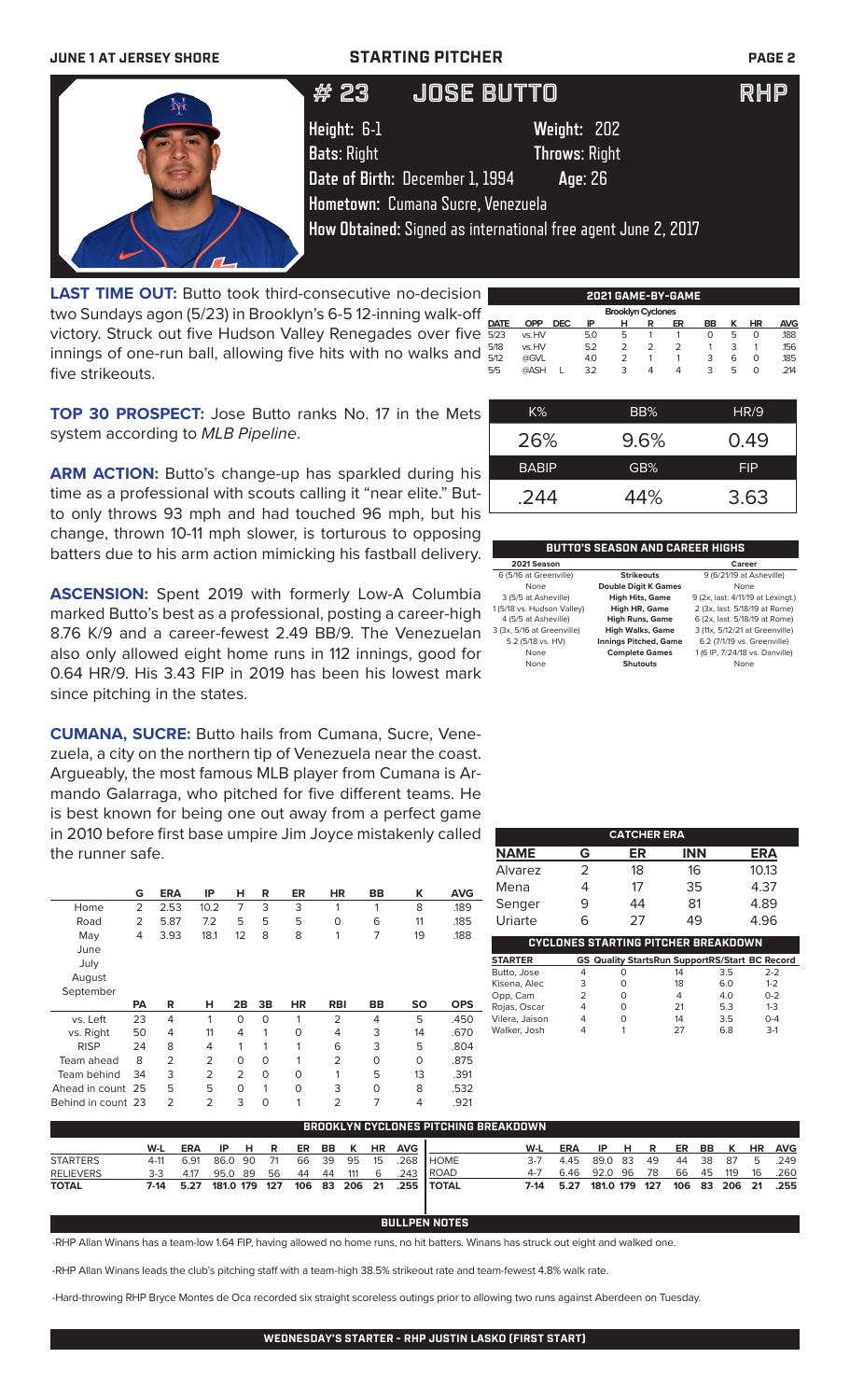# # 23 JOSE BUTTO RHP

**Height:** 6-1 **Weight:** 202
**Bats:** Right **Throws:** Right
**Date of Birth:** December 1, 1994 **Age:** 26
**Hometown:** Cumana Sucre, Venezuela
**How Obtained:** Signed as international free agent June 2, 2017

**LAST TIME OUT:** Butto took third-consecutive no-decision two Sundays agon (5/23) in Brooklyn's 6-5 12-inning walk-off victory. Struck out five Hudson Valley Renegades over five innings of one-run ball, allowing five hits with no walks and five strikeouts.

**TOP 30 PROSPECT:** Jose Butto ranks No. 17 in the Mets system according to *MLB Pipeline*.

**ARM ACTION:** Butto's change-up has sparkled during his time as a professional with scouts calling it "near elite." Butto only throws 93 mph and had touched 96 mph, but his change, thrown 10-11 mph slower, is torturous to opposing batters due to his arm action mimicking his fastball delivery.

**ASCENSION:** Spent 2019 with formerly Low-A Columbia marked Butto's best as a professional, posting a career-high 8.76 K/9 and a career-fewest 2.49 BB/9. The Venezuelan also only allowed eight home runs in 112 innings, good for 0.64 HR/9. His 3.43 FIP in 2019 has been his lowest mark since pitching in the states.

**CUMANA, SUCRE:** Butto hails from Cumana, Sucre, Venezuela, a city on the northern tip of Venezuela near the coast. Argueably, the most famous MLB player from Cumana is Armando Galarraga, who pitched for five different teams. He is best known for being one out away from a perfect game in 2010 before first base umpire Jim Joyce mistakenly called the runner safe.

### 2021 GAME-BY-GAME

| DATE | OPP | DEC | IP | H | R | ER | BB | K | HR | AVG |
|---|---|---|---|---|---|---|---|---|---|---|
| **Brooklyn Cyclones** | | | | | | | | | | |
| 5/23 | vs. HV | | 5.0 | 5 | 1 | 1 | 0 | 5 | 0 | .188 |
| 5/18 | vs. HV | | 5.2 | 2 | 2 | 2 | 1 | 3 | 1 | .156 |
| 5/12 | @GVL | | 4.0 | 2 | 1 | 1 | 3 | 6 | 0 | .185 |
| 5/5 | @ASH | L | 3.2 | 3 | 4 | 4 | 3 | 5 | 0 | .214 |

| K% | BB% | HR/9 |
|---|---|---|
| 26% | 9.6% | 0.49 |
| **BABIP** | **GB%** | **FIP** |
| .244 | 44% | 3.63 |

### BUTTO'S SEASON AND CAREER HIGHS

| 2021 Season | | Career |
|---|---|---|
| 6 (5/16 at Greenville) | Strikeouts | 9 (6/21/19 at Asheville) |
| None | Double Digit K Games | None |
| 3 (5/5 at Asheville) | High Hits, Game | 9 (2x, last: 4/11/19 at Lexingt.) |
| 1 (5/18 vs. Hudson Valley) | High HR, Game | 2 (3x, last: 5/18/19 at Rome) |
| 4 (5/5 at Asheville) | High Runs, Game | 6 (2x, last: 5/18/19 at Rome) |
| 3 (3x, 5/16 at Greenville) | High Walks, Game | 3 (11x, 5/12/21 at Greenville) |
| 5.2 (5/18 vs. HV) | Innings Pitched, Game | 6.2 (7/1/19 vs. Greenville) |
| None | Complete Games | 1 (6 IP, 7/24/18 vs. Danville) |
| None | Shutouts | None |

| | G | ERA | IP | H | R | ER | HR | BB | K | AVG |
|---|---|---|---|---|---|---|---|---|---|---|
| Home | 2 | 2.53 | 10.2 | 7 | 3 | 3 | 1 | 1 | 8 | .189 |
| Road | 2 | 5.87 | 7.2 | 5 | 5 | 5 | 0 | 6 | 11 | .185 |
| May | 4 | 3.93 | 18.1 | 12 | 8 | 8 | 1 | 7 | 19 | .188 |
| June | | | | | | | | | | |
| July | | | | | | | | | | |
| August | | | | | | | | | | |
| September | | | | | | | | | | |

| | PA | R | H | 2B | 3B | HR | RBI | BB | SO | OPS |
|---|---|---|---|---|---|---|---|---|---|---|
| vs. Left | 23 | 4 | 1 | 0 | 0 | 1 | 2 | 4 | 5 | .450 |
| vs. Right | 50 | 4 | 11 | 4 | 1 | 0 | 4 | 3 | 14 | .670 |
| RISP | 24 | 8 | 4 | 1 | 1 | 1 | 6 | 3 | 5 | .804 |
| Team ahead | 8 | 2 | 2 | 0 | 0 | 1 | 2 | 0 | 0 | .875 |
| Team behind | 34 | 3 | 2 | 2 | 0 | 0 | 1 | 5 | 13 | .391 |
| Ahead in count | 25 | 5 | 5 | 0 | 1 | 0 | 3 | 0 | 8 | .532 |
| Behind in count | 23 | 2 | 2 | 3 | 0 | 1 | 2 | 7 | 4 | .921 |

### CATCHER ERA

| NAME | G | ER | INN | ERA |
|---|---|---|---|---|
| Alvarez | 2 | 18 | 16 | 10.13 |
| Mena | 4 | 17 | 35 | 4.37 |
| Senger | 9 | 44 | 81 | 4.89 |
| Uriarte | 6 | 27 | 49 | 4.96 |

### CYCLONES STARTING PITCHER BREAKDOWN

| STARTER | GS | Quality Starts | Run Support | RS/Start | BC Record |
|---|---|---|---|---|---|
| Butto, Jose | 4 | 0 | 14 | 3.5 | 2-2 |
| Kisena, Alec | 3 | 0 | 18 | 6.0 | 1-2 |
| Opp, Cam | 2 | 0 | 4 | 4.0 | 0-2 |
| Rojas, Oscar | 4 | 0 | 21 | 5.3 | 1-3 |
| Vilera, Jaison | 4 | 0 | 14 | 3.5 | 0-4 |
| Walker, Josh | 4 | 1 | 27 | 6.8 | 3-1 |

### BROOKLYN CYCLONES PITCHING BREAKDOWN

| | W-L | ERA | IP | H | R | ER | BB | K | HR | AVG |
|---|---|---|---|---|---|---|---|---|---|---|
| STARTERS | 4-11 | 6.91 | 86.0 | 90 | 71 | 66 | 39 | 95 | 15 | .268 |
| RELIEVERS | 3-3 | 4.17 | 95.0 | 89 | 56 | 44 | 44 | 111 | 6 | .243 |
| **TOTAL** | **7-14** | **5.27** | **181.0** | **179** | **127** | **106** | **83** | **206** | **21** | **.255** |

| | W-L | ERA | IP | H | R | ER | BB | K | HR | AVG |
|---|---|---|---|---|---|---|---|---|---|---|
| HOME | 3-7 | 4.45 | 89.0 | 83 | 49 | 44 | 38 | 87 | 5 | .249 |
| ROAD | 4-7 | 6.46 | 92.0 | 96 | 78 | 66 | 45 | 119 | 16 | .260 |
| **TOTAL** | **7-14** | **5.27** | **181.0** | **179** | **127** | **106** | **83** | **206** | **21** | **.255** |

### BULLPEN NOTES

-RHP Allan Winans has a team-low 1.64 FIP, having allowed no home runs, no hit batters. Winans has struck out eight and walked one.

-RHP Allan Winans leads the club's pitching staff with a team-high 38.5% strikeout rate and team-fewest 4.8% walk rate.

-Hard-throwing RHP Bryce Montes de Oca recorded six straight scoreless outings prior to allowing two runs against Aberdeen on Tuesday.

### WEDNESDAY'S STARTER - RHP JUSTIN LASKO (FIRST START)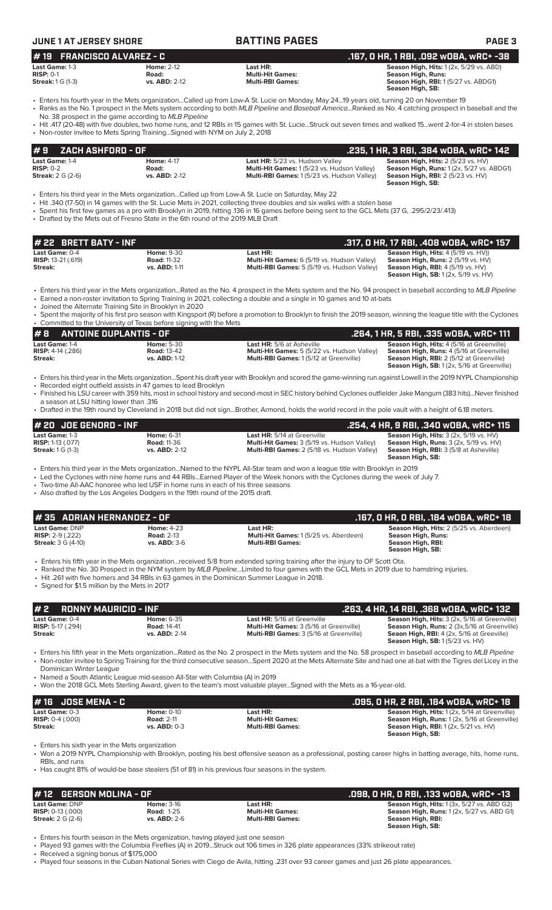## #19 FRANCISCO ALVAREZ - C
**.167, 0 HR, 1 RBI, .092 wOBA, wRC+ -38**

| | | | |
|---|---|---|---|
| **Last Game:** 1-3 | **Home:** 2-12 | **Last HR:** | **Season High, Hits:** 1 (2x, 5/29 vs. ABD) |
| **RISP:** 0-1 | **Road:** | **Multi-Hit Games:** | **Season High, Runs:** |
| **Streak:** 1 G (1-3) | **vs. ABD:** 2-12 | **Multi-RBI Games:** | **Season High, RBI:** 1 (5/27 vs. ABDG1) |
| | | | **Season High, SB:** |

- Enters his fourth year in the Mets organization...Called up from Low-A St. Lucie on Monday, May 24...19 years old, turning 20 on November 19
- Ranks as the No. 1 prospect in the Mets system according to both *MLB Pipeline* and *Baseball America*...Ranked as No. 4 catching prospect in baseball and the No. 38 prospect in the game according to *MLB Pipeline*
- Hit .417 (20-48) with five doubles, two home runs, and 12 RBIs in 15 games with St. Lucie...Struck out seven times and walked 15...went 2-for-4 in stolen bases
- Non-roster invitee to Mets Spring Training...Signed with NYM on July 2, 2018

## #9 ZACH ASHFORD - OF
**.235, 1 HR, 3 RBI, .384 wOBA, wRC+ 142**

| | | | |
|---|---|---|---|
| **Last Game:** 1-4 | **Home:** 4-17 | **Last HR:** 5/23 vs. Hudson Valley | **Season High, Hits:** 2 (5/23 vs. HV) |
| **RISP:** 0-2 | **Road:** | **Multi-Hit Games:** 1 (5/23 vs. Hudson Valley) | **Season High, Runs:** 1 (2x, 5/27 vs. ABDG1) |
| **Streak:** 2 G (2-6) | **vs. ABD:** 2-12 | **Multi-RBI Games:** 1 (5/23 vs. Hudson Valley) | **Season High, RBI:** 2 (5/23 vs. HV) |
| | | | **Season High, SB:** |

- Enters his third year in the Mets organization...Called up from Low-A St. Lucie on Saturday, May 22
- Hit .340 (17-50) in 14 games with the St. Lucie Mets in 2021, collecting three doubles and six walks with a stolen base
- Spent his first few games as a pro with Brooklyn in 2019, hitting .136 in 16 games before being sent to the GCL Mets (37 G, .295/2/23/.413)
- Drafted by the Mets out of Fresno State in the 6th round of the 2019 MLB Draft

## #22 BRETT BATY - INF
**.317, 0 HR, 17 RBI, .408 wOBA, wRC+ 157**

| | | | |
|---|---|---|---|
| **Last Game:** 0-4 | **Home:** 9-30 | **Last HR:** | **Season High, Hits:** 4 (5/19 vs. HV)) |
| **RISP:** 13-21 (.619) | **Road:** 11-32 | **Multi-Hit Games:** 6 (5/19 vs. Hudson Valley) | **Season High, Runs:** 2 (5/19 vs. HV) |
| **Streak:** | **vs. ABD:** 1-11 | **Multi-RBI Games:** 5 (5/19 vs. Hudson Valley) | **Season High, RBI:** 4 (5/19 vs. HV) |
| | | | **Season High, SB:** 1 (2x, 5/19 vs. HV) |

- Enters his third year in the Mets organization...Rated as the No. 4 prospect in the Mets system and the No. 94 prospect in baseball according to *MLB Pipeline*
- Earned a non-roster invitation to Spring Training in 2021, collecting a double and a single in 10 games and 10 at-bats
- Joined the Alternate Training Site in Brooklyn in 2020
- Spent the majority of his first pro season with Kingsport (R) before a promotion to Brooklyn to finish the 2019 season, winning the league title with the Cyclones
- Committed to the University of Texas before signing with the Mets

## #8 ANTOINE DUPLANTIS - OF
**.264, 1 HR, 5 RBI, .335 wOBA, wRC+ 111**

| | | | |
|---|---|---|---|
| **Last Game:** 1-4 | **Home:** 5-30 | **Last HR:** 5/6 at Asheville | **Season High, Hits:** 4 (5/16 at Greenville) |
| **RISP:** 4-14 (.286) | **Road:** 13-42 | **Multi-Hit Games:** 5 (5/22 vs. Hudson Valley) | **Season High, Runs:** 4 (5/16 at Greenville) |
| **Streak:** | **vs. ABD:** 1-12 | **Multi-RBI Games:** 1 (5/12 at Greenville) | **Season High, RBI:** 2 (5/12 at Greenville) |
| | | | **Season High, SB:** 1 (2x, 5/16 at Greenville) |

- Enters his third year in the Mets organization...Spent his draft year with Brooklyn and scored the game-winning run against Lowell in the 2019 NYPL Championship
- Recorded eight outfield assists in 47 games to lead Brooklyn
- Finished his LSU career with 359 hits, most in school history and second-most in SEC history behind Cyclones outfielder Jake Mangum (383 hits)...Never finished a season at LSU hitting lower than .316
- Drafted in the 19th round by Cleveland in 2018 but did not sign...Brother, Armond, holds the world record in the pole vault with a height of 6.18 meters.

## #20 JOE GENORD - INF
**.254, 4 HR, 9 RBI, .340 wOBA, wRC+ 115**

| | | | |
|---|---|---|---|
| **Last Game:** 1-3 | **Home:** 6-31 | **Last HR:** 5/14 at Greenville | **Season High, Hits:** 3 (2x, 5/19 vs. HV) |
| **RISP:** 1-13 (.077) | **Road:** 10-36 | **Multi-Hit Games:** 3 (5/19 vs. Hudson Valley) | **Season High, Runs:** 3 (2x, 5/19 vs. HV) |
| **Streak:** 1 G (1-3) | **vs. ABD:** 2-12 | **Multi-RBI Games:** 2 (5/18 vs. Hudson Valley) | **Season High, RBI:** 3 (5/8 at Asheville) |
| | | | **Season High, SB:** |

- Enters his third year in the Mets organization...Named to the NYPL All-Star team and won a league title with Brooklyn in 2019
- Led the Cyclones with nine home runs and 44 RBIs...Earned Player of the Week honors with the Cyclones during the week of July 7.
- Two-time All-AAC honoree who led USF in home runs in each of his three seasons
- Also drafted by the Los Angeles Dodgers in the 19th round of the 2015 draft.

## #35 ADRIAN HERNANDEZ - OF
**.167, 0 HR, 0 RBI, .184 wOBA, wRC+ 18**

| | | | |
|---|---|---|---|
| **Last Game:** DNP | **Home:** 4-23 | **Last HR:** | **Season High, Hits:** 2 (5/25 vs. Aberdeen) |
| **RISP:** 2-9 (.222) | **Road:** 2-13 | **Multi-Hit Games:** 1 (5/25 vs. Aberdeen) | **Season High, Runs:** |
| **Streak:** 3 G (4-10) | **vs. ABD:** 3-6 | **Multi-RBI Games:** | **Season High, RBI:** |
| | | | **Season High, SB:** |

- Enters his fifth year in the Mets organization...received 5/8 from extended spring training after the injury to OF Scott Ota.
- Ranked the No. 30 Prospect in the NYM system by *MLB Pipeline*...Limited to four games with the GCL Mets in 2019 due to hamstring injuries.
- Hit .261 with five homers and 34 RBIs in 63 games in the Dominican Summer League in 2018.
- Signed for $1.5 million by the Mets in 2017

## #2 RONNY MAURICIO - INF
**.263, 4 HR, 14 RBI, .368 wOBA, wRC+ 132**

| | | | |
|---|---|---|---|
| **Last Game:** 0-4 | **Home:** 6-35 | **Last HR:** 5/16 at Greenville | **Season High, Hits:** 3 (2x, 5/16 at Greenville) |
| **RISP:** 5-17 (.294) | **Road:** 14-41 | **Multi-Hit Games:** 3 (5/16 at Greenville) | **Season High, Runs:** 2 (3x,5/16 at Greenville) |
| **Streak:** | **vs. ABD:** 2-14 | **Multi-RBI Games:** 3 (5/16 at Greenville) | **Seaon High, RBI:** 4 (2x, 5/16 at Greeville) |
| | | | **Season High, SB:** 1 (5/23 vs. HV) |

- Enters his fifth year in the Mets organization...Rated as the No. 2 prospect in the Mets system and the No. 58 prospect in baseball according to *MLB Pipeline*
- Non-roster invitee to Spring Training for the third consecutive season...Spent 2020 at the Mets Alternate Site and had one at-bat with the Tigres del Licey in the Dominican Winter League
- Named a South Atlantic League mid-season All-Star with Columbia (A) in 2019
- Won the 2018 GCL Mets Sterling Award, given to the team's most valuable player...Signed with the Mets as a 16-year-old.

## #16 JOSE MENA - C
**.095, 0 HR, 2 RBI, .184 wOBA, wRC+ 18**

| | | | |
|---|---|---|---|
| **Last Game:** 0-3 | **Home:** 0-10 | **Last HR:** | **Season High, Hits:** 1 (2x, 5/14 at Greenville) |
| **RISP:** 0-4 (.000) | **Road:** 2-11 | **Multi-Hit Games:** | **Season High, Runs:** 1 (2x, 5/16 at Greenville) |
| **Streak:** | **vs. ABD:** 0-3 | **Multi-RBI Games:** | **Season High, RBI:** 1 (2x, 5/21 vs. HV) |
| | | | **Season High, SB:** |

- Enters his sixth year in the Mets organization
- Won a 2019 NYPL Championship with Brooklyn, posting his best offensive season as a professional, posting career highs in batting average, hits, home runs, RBIs, and runs
- Has caught 81% of would-be base stealers (51 of 81) in his previous four seasons in the system.

## #12 GERSON MOLINA - OF
**.098, 0 HR, 0 RBI, .133 wOBA, wRC+ -13**

| | | | |
|---|---|---|---|
| **Last Game:** DNP | **Home:** 3-16 | **Last HR:** | **Season High, Hits:** 1 (3x, 5/27 vs. ABD G2) |
| **RISP:** 0-13 (.000) | **Road:** 1-25 | **Multi-Hit Games:** | **Season High, Runs:** 1 (2x, 5/27 vs. ABD G1) |
| **Streak:** 2 G (2-6) | **vs. ABD:** 2-6 | **Multi-RBI Games:** | **Season High, RBI:** |
| | | | **Season High, SB:** |

- Enters his fourth season in the Mets organization, having played just one season
- Played 93 games with the Columbia Fireflies (A) in 2019...Struck out 106 times in 326 plate appearances (33% strikeout rate)
- Received a signing bonus of $175,000
- Played four seasons in the Cuban National Series with Ciego de Avila, hitting .231 over 93 career games and just 26 plate appearances.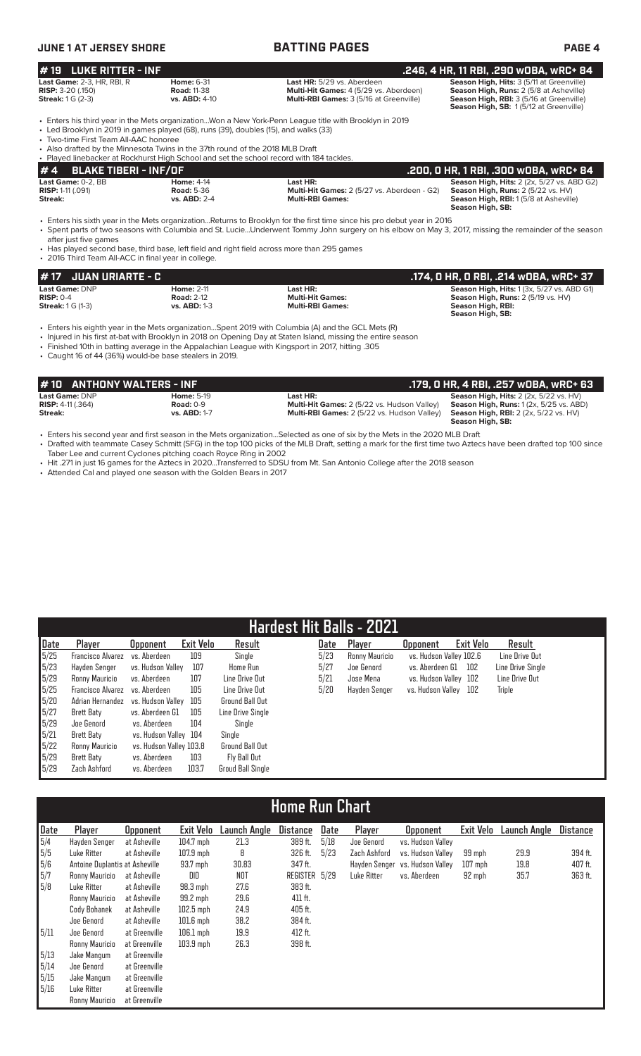## BATTING PAGES

### # 19 LUKE RITTER - INF
**.246, 4 HR, 11 RBI, .290 wOBA, wRC+ 84**

**Last Game:** 2-3, HR, RBI, R
**RISP:** 3-20 (.150)
**Streak:** 1 G (2-3)

**Home:** 6-31
**Road:** 11-38
**vs. ABD:** 4-10

**Last HR:** 5/29 vs. Aberdeen
**Multi-Hit Games:** 4 (5/29 vs. Aberdeen)
**Multi-RBI Games:** 3 (5/16 at Greenville)

**Season High, Hits:** 3 (5/11 at Greenville)
**Season High, Runs:** 2 (5/8 at Asheville)
**Season High, RBI:** 3 (5/16 at Greenville)
**Season High, SB:** 1 (5/12 at Greenville)

- Enters his third year in the Mets organization...Won a New York-Penn League title with Brooklyn in 2019
- Led Brooklyn in 2019 in games played (68), runs (39), doubles (15), and walks (33)
- Two-time First Team All-AAC honoree
- Also drafted by the Minnesota Twins in the 37th round of the 2018 MLB Draft
- Played linebacker at Rockhurst High School and set the school record with 184 tackles.

### # 4 BLAKE TIBERI - INF/OF
**.200, 0 HR, 1 RBI, .300 wOBA, wRC+ 84**

**Last Game:** 0-2, BB
**RISP:** 1-11 (.091)
**Streak:**

**Home:** 4-14
**Road:** 5-36
**vs. ABD:** 2-4

**Last HR:**
**Multi-Hit Games:** 2 (5/27 vs. Aberdeen - G2)
**Multi-RBI Games:**

**Season High, Hits:** 2 (2x, 5/27 vs. ABD G2)
**Season High, Runs:** 2 (5/22 vs. HV)
**Season High, RBI:** 1 (5/8 at Asheville)
**Season High, SB:**

- Enters his sixth year in the Mets organization...Returns to Brooklyn for the first time since his pro debut year in 2016
- Spent parts of two seasons with Columbia and St. Lucie...Underwent Tommy John surgery on his elbow on May 3, 2017, missing the remainder of the season after just five games
- Has played second base, third base, left field and right field across more than 295 games
- 2016 Third Team All-ACC in final year in college.

### # 17 JUAN URIARTE - C
**.174, 0 HR, 0 RBI, .214 wOBA, wRC+ 37**

**Last Game:** DNP
**RISP:** 0-4
**Streak:** 1 G (1-3)

**Home:** 2-11
**Road:** 2-12
**vs. ABD:** 1-3

**Last HR:**
**Multi-Hit Games:**
**Multi-RBI Games:**

**Season High, Hits:** 1 (3x, 5/27 vs. ABD G1)
**Season High, Runs:** 2 (5/19 vs. HV)
**Season High, RBI:**
**Season High, SB:**

- Enters his eighth year in the Mets organization...Spent 2019 with Columbia (A) and the GCL Mets (R)
- Injured in his first at-bat with Brooklyn in 2018 on Opening Day at Staten Island, missing the entire season
- Finished 10th in batting average in the Appalachian League with Kingsport in 2017, hitting .305
- Caught 16 of 44 (36%) would-be base stealers in 2019.

### # 10 ANTHONY WALTERS - INF
**.179, 0 HR, 4 RBI, .257 wOBA, wRC+ 63**

**Last Game:** DNP
**RISP:** 4-11 (.364)
**Streak:**

**Home:** 5-19
**Road:** 0-9
**vs. ABD:** 1-7

**Last HR:**
**Multi-Hit Games:** 2 (5/22 vs. Hudson Valley)
**Multi-RBI Games:** 2 (5/22 vs. Hudson Valley)

**Season High, Hits:** 2 (2x, 5/22 vs. HV)
**Season High, Runs:** 1 (2x, 5/25 vs. ABD)
**Season High, RBI:** 2 (2x, 5/22 vs. HV)
**Season High, SB:**

- Enters his second year and first season in the Mets organization...Selected as one of six by the Mets in the 2020 MLB Draft
- Drafted with teammate Casey Schmitt (SFG) in the top 100 picks of the MLB Draft, setting a mark for the first time two Aztecs have been drafted top 100 since Taber Lee and current Cyclones pitching coach Royce Ring in 2002
- Hit .271 in just 16 games for the Aztecs in 2020...Transferred to SDSU from Mt. San Antonio College after the 2018 season
- Attended Cal and played one season with the Golden Bears in 2017

## Hardest Hit Balls - 2021

| Date | Player | Opponent | Exit Velo | Result |
|---|---|---|---|---|
| 5/25 | Francisco Alvarez | vs. Aberdeen | 109 | Single |
| 5/23 | Hayden Senger | vs. Hudson Valley | 107 | Home Run |
| 5/29 | Ronny Mauricio | vs. Aberdeen | 107 | Line Drive Out |
| 5/25 | Francisco Alvarez | vs. Aberdeen | 105 | Line Drive Out |
| 5/20 | Adrian Hernandez | vs. Hudson Valley | 105 | Ground Ball Out |
| 5/27 | Brett Baty | vs. Aberdeen G1 | 105 | Line Drive Single |
| 5/29 | Joe Genord | vs. Aberdeen | 104 | Single |
| 5/21 | Brett Baty | vs. Hudson Valley | 104 | Single |
| 5/22 | Ronny Mauricio | vs. Hudson Valley | 103.8 | Ground Ball Out |
| 5/29 | Brett Baty | vs. Aberdeen | 103 | Fly Ball Out |
| 5/29 | Zach Ashford | vs. Aberdeen | 103.7 | Groud Ball Single |
| 5/23 | Ronny Mauricio | vs. Hudson Valley | 102.6 | Line Drive Out |
| 5/27 | Joe Genord | vs. Aberdeen G1 | 102 | Line Drive Single |
| 5/21 | Jose Mena | vs. Hudson Valley | 102 | Line Drive Out |
| 5/20 | Hayden Senger | vs. Hudson Valley | 102 | Triple |

## Home Run Chart

| Date | Player | Opponent | Exit Velo | Launch Angle | Distance |
|---|---|---|---|---|---|
| 5/4 | Hayden Senger | at Asheville | 104.7 mph | 21.3 | 389 ft. |
| 5/5 | Luke Ritter | at Asheville | 107.9 mph | 8 | 326 ft. |
| 5/6 | Antoine Duplantis | at Asheville | 93.7 mph | 30.83 | 347 ft. |
| 5/7 | Ronny Mauricio | at Asheville | DID | NOT | REGISTER |
| 5/8 | Luke Ritter | at Asheville | 98.3 mph | 27.6 | 383 ft. |
| | Ronny Mauricio | at Asheville | 99.2 mph | 29.6 | 411 ft. |
| | Cody Bohanek | at Asheville | 102.5 mph | 24.9 | 405 ft. |
| | Joe Genord | at Asheville | 101.6 mph | 38.2 | 384 ft. |
| 5/11 | Joe Genord | at Greenville | 106.1 mph | 19.9 | 412 ft. |
| | Ronny Mauricio | at Greenville | 103.9 mph | 26.3 | 398 ft. |
| 5/13 | Jake Mangum | at Greenville | | | |
| 5/14 | Joe Genord | at Greenville | | | |
| 5/15 | Jake Mangum | at Greenville | | | |
| 5/16 | Luke Ritter | at Greenville | | | |
| | Ronny Mauricio | at Greenville | | | |
| 5/18 | Joe Genord | vs. Hudson Valley | | | |
| 5/23 | Zach Ashford | vs. Hudson Valley | 99 mph | 29.9 | 394 ft. |
| | Hayden Senger | vs. Hudson Valley | 107 mph | 19.8 | 407 ft. |
| 5/29 | Luke Ritter | vs. Aberdeen | 92 mph | 35.7 | 363 ft. |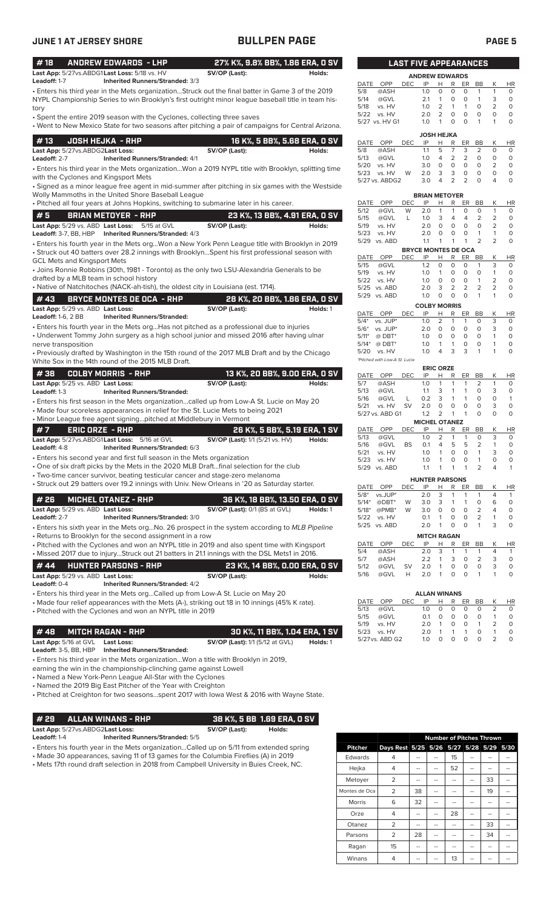## BULLPEN PAGE

### # 18 ANDREW EDWARDS - LHP — 27% K%, 9.8% BB%, 1.86 ERA, 0 SV

**Last App:** 5/27vs.ABDG1 **Last Loss:** 5/18 vs. HV **SV/OP (Last):** **Holds:**
**Leadoff:** 1-7 **Inherited Runners/Stranded:** 3/3

- Enters his third year in the Mets organization...Struck out the final batter in Game 3 of the 2019 NYPL Championship Series to win Brooklyn's first outright minor league baseball title in team history
- Spent the entire 2019 season with the Cyclones, collecting three saves
- Went to New Mexico State for two seasons after pitching a pair of campaigns for Central Arizona.

### # 13 JOSH HEJKA - RHP — 16 K%, 5 BB%, 5.68 ERA, 0 SV

**Last App:** 5/27vs.ABDG2 **Last Loss:** **SV/OP (Last):** **Holds:**
**Leadoff:** 2-7 **Inherited Runners/Stranded:** 4/1

- Enters his third year in the Mets organization...Won a 2019 NYPL title with Brooklyn, splitting time with the Cyclones and Kingsport Mets
- Signed as a minor league free agent in mid-summer after pitching in six games with the Westside Wolly Mammoths in the United Shore Baseball League
- Pitched all four years at Johns Hopkins, switching to submarine later in his career.

### # 5 BRIAN METOYER - RHP — 23 K%, 13 BB%, 4.91 ERA, 0 SV

**Last App:** 5/29 vs. ABD **Last Loss:** 5/15 at GVL **SV/OP (Last):** **Holds:**
**Leadoff:** 3-7, BB, HBP **Inherited Runners/Stranded:** 4/3

- Enters his fourth year in the Mets org...Won a New York Penn League title with Brooklyn in 2019
- Struck out 40 batters over 28.2 innings with Brooklyn...Spent his first professional season with GCL Mets and Kingsport Mets
- Joins Ronnie Robbins (30th, 1981 - Toronto) as the only two LSU-Alexandria Generals to be drafted by a MLB team in school history
- Native of Natchitoches (NACK-ah-tish), the oldest city in Louisiana (est. 1714).

### # 43 BRYCE MONTES DE OCA - RHP — 28 K%, 20 BB%, 1.86 ERA, 0 SV

**Last App:** 5/29 vs. ABD **Last Loss:** **SV/OP (Last):** **Holds:** 1
**Leadoff:** 1-6, 2 BB **Inherited Runners/Stranded:**

- Enters his fourth year in the Mets org...Has not pitched as a professional due to injuries
- Underwent Tommy John surgery as a high school junior and missed 2016 after having ulnar nerve transposition
- Previously drafted by Washington in the 15th round of the 2017 MLB Draft and by the Chicago White Sox in the 14th round of the 2015 MLB Draft.

### # 38 COLBY MORRIS - RHP — 13 K%, 20 BB%, 9.00 ERA, 0 SV

**Last App:** 5/25 vs. ABD **Last Loss:** **SV/OP (Last):** **Holds:**
**Leadoff:** 1-3 **Inherited Runners/Stranded:**

- Enters his first season in the Mets organization...called up from Low-A St. Lucie on May 20
- Made four scoreless appearances in relief for the St. Lucie Mets to being 2021
- Minor League free agent signing...pitched at Middlebury in Vermont

### # 7 ERIC ORZE - RHP — 26 K%, 5 BB%, 5.19 ERA, 1 SV

**Last App:** 5/27vs.ABDG1 **Last Loss:** 5/16 at GVL **SV/OP (Last):** 1/1 (5/21 vs. HV) **Holds:**
**Leadoff:** 4-8 **Inherited Runners/Stranded:** 6/3

- Enters his second year and first full season in the Mets organization
- One of six draft picks by the Mets in the 2020 MLB Draft...final selection for the club
- Two-time cancer survivor, beating testicular cancer and stage-zero melanoma
- Struck out 29 batters over 19.2 innings with Univ. New Orleans in '20 as Saturday starter.

### # 26 MICHEL OTANEZ - RHP — 36 K%, 18 BB%, 13.50 ERA, 0 SV

**Last App:** 5/29 vs. ABD **Last Loss:** **SV/OP (Last):** 0/1 (BS at GVL) **Holds:** 1
**Leadoff:** 2-7 **Inherited Runners/Stranded:** 3/0

- Enters his sixth year in the Mets org...No. 26 prospect in the system according to *MLB Pipeline*
- Returns to Brooklyn for the second assignment in a row
- Pitched with the Cyclones and won an NYPL title in 2019 and also spent time with Kingsport
- Missed 2017 due to injury...Struck out 21 batters in 21.1 innings with the DSL Mets1 in 2016.

### # 44 HUNTER PARSONS - RHP — 23 K%, 14 BB%, 0.00 ERA, 0 SV

**Last App:** 5/29 vs. ABD **Last Loss:** **SV/OP (Last):** **Holds:**
**Leadoff:** 0-4 **Inherited Runners/Stranded:** 4/2

- Enters his third year in the Mets org...Called up from Low-A St. Lucie on May 20
- Made four relief appearances with the Mets (A-), striking out 18 in 10 innings (45% K rate).
- Pitched with the Cyclones and won an NYPL title in 2019

### # 48 MITCH RAGAN - RHP — 30 K%, 11 BB%, 1.04 ERA, 1 SV

**Last App:** 5/16 at GVL **Last Loss:** **SV/OP (Last):** 1/1 (5/12 at GVL) **Holds:** 1
**Leadoff:** 3-5, BB, HBP **Inherited Runners/Stranded:**

- Enters his third year in the Mets organization...Won a title with Brooklyn in 2019, earning the win in the championship-clinching game against Lowell
- Named a New York-Penn League All-Star with the Cyclones
- Named the 2019 Big East Pitcher of the Year with Creighton
- Pitched at Creighton for two seasons...spent 2017 with Iowa West & 2016 with Wayne State.

### # 29 ALLAN WINANS - RHP — 38 K%, 5 BB 1.69 ERA, 0 SV

**Last App:** 5/27vs.ABDG2 **Last Loss:** **SV/OP (Last):** **Holds:**
**Leadoff:** 1-4 **Inherited Runners/Stranded:** 5/5

- Enters his fourth year in the Mets organization...Called up on 5/11 from extended spring
- Made 30 appearances, saving 11 of 13 games for the Columbia Fireflies (A) in 2019
- Mets 17th round draft selection in 2018 from Campbell University in Buies Creek, NC.

## LAST FIVE APPEARANCES

**ANDREW EDWARDS**

| DATE | OPP | DEC | IP | H | R | ER | BB | K | HR |
|---|---|---|---|---|---|---|---|---|---|
| 5/8 | @ASH | | 1.0 | 0 | 0 | 0 | 1 | 1 | 0 |
| 5/14 | @GVL | | 2.1 | 1 | 0 | 0 | 1 | 3 | 0 |
| 5/18 | vs. HV | | 1.0 | 2 | 1 | 1 | 0 | 2 | 0 |
| 5/22 | vs. HV | | 2.0 | 2 | 0 | 0 | 0 | 0 | 0 |
| 5/27 | vs. HV G1 | | 1.0 | 1 | 0 | 0 | 1 | 1 | 0 |

**JOSH HEJKA**

| DATE | OPP | DEC | IP | H | R | ER | BB | K | HR |
|---|---|---|---|---|---|---|---|---|---|
| 5/8 | @ASH | | 1.1 | 5 | 7 | 3 | 2 | 0 | 0 |
| 5/13 | @GVL | | 1.0 | 4 | 2 | 2 | 0 | 0 | 0 |
| 5/20 | vs. HV | | 3.0 | 0 | 0 | 0 | 0 | 2 | 0 |
| 5/23 | vs. HV | W | 2.0 | 3 | 3 | 0 | 0 | 0 | 0 |
| 5/27 | vs. ABDG2 | | 3.0 | 4 | 2 | 2 | 0 | 4 | 0 |

**BRIAN METOYER**

| DATE | OPP | DEC | IP | H | R | ER | BB | K | HR |
|---|---|---|---|---|---|---|---|---|---|
| 5/12 | @GVL | W | 2.0 | 1 | 1 | 0 | 0 | 1 | 0 |
| 5/15 | @GVL | L | 1.0 | 3 | 4 | 4 | 2 | 2 | 0 |
| 5/19 | vs. HV | | 2.0 | 0 | 0 | 0 | 0 | 2 | 0 |
| 5/23 | vs. HV | | 2.0 | 0 | 0 | 0 | 1 | 1 | 0 |
| 5/29 | vs. ABD | | 1.1 | 1 | 1 | 1 | 2 | 2 | 0 |

**BRYCE MONTES DE OCA**

| DATE | OPP | DEC | IP | H | R | ER | BB | K | HR |
|---|---|---|---|---|---|---|---|---|---|
| 5/15 | @GVL | | 1.2 | 0 | 0 | 0 | 1 | 3 | 0 |
| 5/19 | vs. HV | | 1.0 | 1 | 0 | 0 | 0 | 1 | 0 |
| 5/22 | vs. HV | | 1.0 | 0 | 0 | 0 | 1 | 2 | 0 |
| 5/25 | vs. ABD | | 2.0 | 3 | 2 | 2 | 2 | 2 | 0 |
| 5/29 | vs. ABD | | 1.0 | 0 | 0 | 0 | 1 | 1 | 0 |

**COLBY MORRIS**

| DATE | OPP | DEC | IP | H | R | ER | BB | K | HR |
|---|---|---|---|---|---|---|---|---|---|
| 5/4* | vs. JUP* | | 1.0 | 2 | 1 | 1 | 0 | 3 | 0 |
| 5/6* | vs. JUP* | | 2.0 | 0 | 0 | 0 | 0 | 3 | 0 |
| 5/11* | @ DBT* | | 1.0 | 0 | 0 | 0 | 0 | 1 | 0 |
| 5/14* | @ DBT* | | 1.0 | 1 | 1 | 0 | 0 | 1 | 0 |
| 5/20 | vs. HV | | 1.0 | 4 | 3 | 3 | 1 | 1 | 0 |

*Pitched with Low-A St. Lucie

**ERIC ORZE**

| DATE | OPP | DEC | IP | H | R | ER | BB | K | HR |
|---|---|---|---|---|---|---|---|---|---|
| 5/7 | @ASH | | 1.0 | 1 | 1 | 1 | 2 | 1 | 0 |
| 5/13 | @GVL | | 1.1 | 3 | 1 | 1 | 0 | 3 | 0 |
| 5/16 | @GVL | L | 0.2 | 3 | 1 | 1 | 0 | 0 | 1 |
| 5/21 | vs. HV | SV | 2.0 | 0 | 0 | 0 | 0 | 3 | 0 |
| 5/27 | vs. ABD G1 | | 1.2 | 2 | 1 | 1 | 0 | 0 | 0 |

**MICHEL OTANEZ**

| DATE | OPP | DEC | IP | H | R | ER | BB | K | HR |
|---|---|---|---|---|---|---|---|---|---|
| 5/13 | @GVL | | 1.0 | 2 | 1 | 1 | 0 | 3 | 0 |
| 5/16 | @GVL | BS | 0.1 | 4 | 5 | 5 | 2 | 1 | 0 |
| 5/21 | vs. HV | | 1.0 | 1 | 0 | 0 | 1 | 3 | 0 |
| 5/23 | vs. HV | | 1.0 | 1 | 0 | 0 | 1 | 0 | 0 |
| 5/29 | vs. ABD | | 1.1 | 1 | 1 | 1 | 2 | 4 | 1 |

**HUNTER PARSONS**

| DATE | OPP | DEC | IP | H | R | ER | BB | K | HR |
|---|---|---|---|---|---|---|---|---|---|
| 5/8* | vs.JUP* | | 2.0 | 3 | 1 | 1 | 1 | 4 | 1 |
| 5/14* | @DBT* | W | 3.0 | 3 | 1 | 1 | 0 | 6 | 0 |
| 5/18* | @PMB* | W | 3.0 | 0 | 0 | 0 | 2 | 4 | 0 |
| 5/22 | vs. HV | | 0.1 | 1 | 0 | 0 | 2 | 1 | 0 |
| 5/25 | vs. ABD | | 2.0 | 1 | 0 | 0 | 1 | 3 | 0 |

**MITCH RAGAN**

| DATE | OPP | DEC | IP | H | R | ER | BB | K | HR |
|---|---|---|---|---|---|---|---|---|---|
| 5/4 | @ASH | | 2.0 | 3 | 1 | 1 | 1 | 4 | 1 |
| 5/7 | @ASH | | 2.2 | 1 | 3 | 0 | 2 | 3 | 0 |
| 5/12 | @GVL | SV | 2.0 | 1 | 0 | 0 | 0 | 3 | 0 |
| 5/16 | @GVL | H | 2.0 | 1 | 0 | 0 | 1 | 1 | 0 |

**ALLAN WINANS**

| DATE | OPP | DEC | IP | H | R | ER | BB | K | HR |
|---|---|---|---|---|---|---|---|---|---|
| 5/13 | @GVL | | 1.0 | 0 | 0 | 0 | 0 | 2 | 0 |
| 5/15 | @GVL | | 0.1 | 0 | 0 | 0 | 0 | 1 | 0 |
| 5/19 | vs. HV | | 2.0 | 1 | 0 | 0 | 1 | 2 | 0 |
| 5/23 | vs. HV | | 2.0 | 1 | 1 | 1 | 0 | 1 | 0 |
| 5/27 | vs. ABD G2 | | 1.0 | 0 | 0 | 0 | 0 | 2 | 0 |

## Number of Pitches Thrown

| Pitcher | Days Rest | 5/25 | 5/26 | 5/27 | 5/28 | 5/29 | 5/30 |
|---|---|---|---|---|---|---|---|
| Edwards | 4 | -- | -- | 15 | -- | -- | -- |
| Hejka | 4 | -- | -- | 52 | -- | -- | -- |
| Metoyer | 2 | -- | -- | -- | -- | 33 | -- |
| Montes de Oca | 2 | 38 | -- | -- | -- | 19 | -- |
| Morris | 6 | 32 | -- | -- | -- | -- | -- |
| Orze | 4 | -- | -- | 28 | -- | -- | -- |
| Otanez | 2 | -- | -- | -- | -- | 33 | -- |
| Parsons | 2 | 28 | -- | -- | -- | 34 | -- |
| Ragan | 15 | -- | -- | -- | -- | -- | -- |
| Winans | 4 | -- | -- | 13 | -- | -- | -- |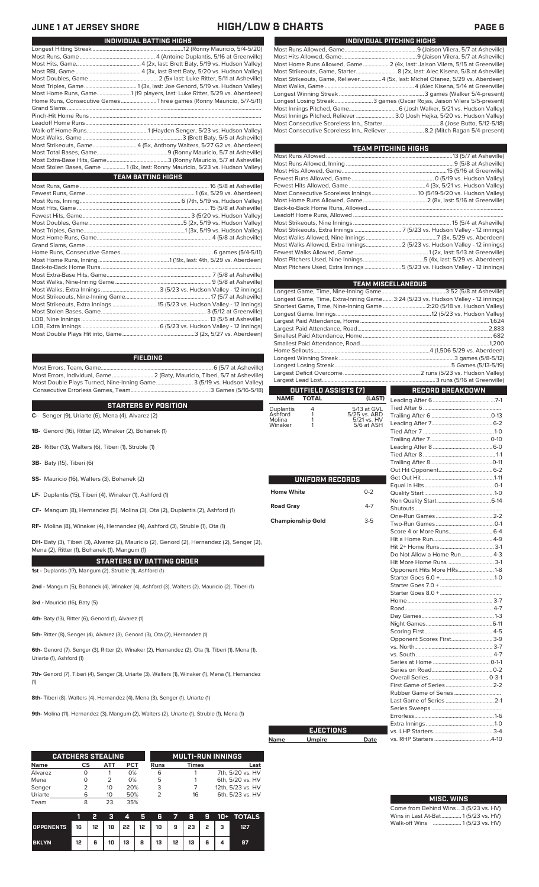# JUNE 1 AT JERSEY SHORE — HIGH/LOW & CHARTS

## INDIVIDUAL BATTING HIGHS

| | |
|---|---|
| Longest Hitting Streak | 12 (Ronny Mauricio, 5/4-5/20) |
| Most Runs, Game | 4 (Antoine Duplantis, 5/16 at Greenville) |
| Most Hits, Game | 4 (2x, last: Brett Baty, 5/19 vs. Hudson Valley) |
| Most RBI, Game | 4 (3x, last Brett Baty, 5/20 vs. Hudson Valley) |
| Most Doubles, Game | 2 (5x last: Luke Ritter, 5/11 at Asheville) |
| Most Triples, Game | 1 (3x, last: Joe Genord, 5/19 vs. Hudson Valley) |
| Most Home Runs, Game | 1 (19 players, last: Luke Ritter, 5/29 vs. Aberdeen) |
| Home Runs, Consecutive Games | Three games (Ronny Mauricio, 5/7-5/11) |
| Grand Slams | |
| Pinch-Hit Home Runs | |
| Leadoff Home Runs | |
| Walk-off Home Runs | 1 (Hayden Senger, 5/23 vs. Hudson Valley) |
| Most Walks, Game | 3 (Brett Baty, 5/5 at Asheville) |
| Most Strikeouts, Game | 4 (5x, Anthony Walters, 5/27 G2 vs. Aberdeen) |
| Most Total Bases, Game | 9 (Ronny Mauricio, 5/7 at Asheville) |
| Most Extra-Base Hits, Game | 3 (Ronny Mauricio, 5/7 at Asheville) |
| Most Stolen Bases, Game | 1 (8x, last: Ronny Mauricio, 5/23 vs. Hudson Valley) |

## TEAM BATTING HIGHS

| | |
|---|---|
| Most Runs, Game | 16 (5/8 at Asheville) |
| Fewest Runs, Game | 1 (6x, 5/29 vs. Aberdeen) |
| Most Runs, Inning | 6 (7th, 5/19 vs. Hudson Valley) |
| Most Hits, Game | 15 (5/8 at Asheville) |
| Fewest Hits, Game | 3 (5/20 vs. Hudson Valley) |
| Most Doubles, Game | 5 (2x, 5/19 vs. Hudson Valley) |
| Most Triples, Game | 1 (3x, 5/19 vs. Hudson Valley) |
| Most Home Runs, Game | 4 (5/8 at Asheville) |
| Grand Slams, Game | |
| Home Runs, Consecutive Games | 6 games (5/4-5/11) |
| Most Home Runs, Inning | 1 (19x, last: 4th, 5/29 vs. Aberdeen) |
| Back-to-Back Home Runs | |
| Most Extra-Base Hits, Game | 7 (5/8 at Asheville) |
| Most Walks, Nine-Inning Game | 9 (5/8 at Asheville) |
| Most Walks, Extra Innings | 3 (5/23 vs. Hudson Valley - 12 innings) |
| Most Strikeouts, Nine-Inning Game | 17 (5/7 at Asheville) |
| Most Strikeouts, Extra Innings | 15 (5/23 vs. Hudson Valley - 12 innings) |
| Most Stolen Bases, Game | 3 (5/12 at Greenville) |
| LOB, Nine Innings | 13 (5/5 at Asheville) |
| LOB, Extra Innings | 6 (5/23 vs. Hudson Valley - 12 innings) |
| Most Double Plays Hit into, Game | 3 (2x, 5/27 vs. Aberdeen) |

## FIELDING

| | |
|---|---|
| Most Errors, Team, Game | 6 (5/7 at Asheville) |
| Most Errors, Individual, Game | 2 (Baty, Mauricio, Tiberi, 5/7 at Asheville) |
| Most Double Plays Turned, Nine-Inning Game | 3 (5/19 vs. Hudson Valley) |
| Consecutive Errorless Games, Team | 3 Games (5/16-5/18) |

## STARTERS BY POSITION

**C-** Senger (9), Uriarte (6), Mena (4), Alvarez (2)

**1B-** Genord (16), Ritter (2), Winaker (2), Bohanek (1)

**2B-** Ritter (13), Walters (6), Tiberi (1), Struble (1)

**3B-** Baty (15), Tiberi (6)

**SS-** Mauricio (16), Walters (3), Bohanek (2)

**LF-** Duplantis (15), Tiberi (4), Winaker (1), Ashford (1)

**CF-** Mangum (8), Hernandez (5), Molina (3), Ota (2), Duplantis (2), Ashford (1)

**RF-** Molina (8), Winaker (4), Hernandez (4), Ashford (3), Struble (1), Ota (1)

**DH-** Baty (3), Tiberi (3), Alvarez (2), Mauricio (2), Genord (2), Hernandez (2), Senger (2), Mena (2), Ritter (1), Bohanek (1), Mangum (1)

## STARTERS BY BATTING ORDER

**1st -** Duplantis (17), Mangum (2), Struble (1), Ashford (1)

**2nd -** Mangum (5), Bohanek (4), Winaker (4), Ashford (3), Walters (2), Mauricio (2), Tiberi (1)

**3rd -** Mauricio (16), Baty (5)

**4th-** Baty (13), Ritter (6), Genord (1), Alvarez (1)

**5th-** Ritter (8), Senger (4), Alvarez (3), Genord (3), Ota (2), Hernandez (1)

**6th-** Genord (7), Senger (3), Ritter (2), Winaker (2), Hernandez (2), Ota (1), Tiberi (1), Mena (1), Uriarte (1), Ashford (1)

**7th-** Genord (7), Tiberi (4), Senger (3), Uriarte (3), Walters (1), Winaker (1), Mena (1), Hernandez (1)

**8th-** Tiberi (8), Walters (4), Hernandez (4), Mena (3), Senger (1), Uriarte (1)

**9th-** Molina (11), Hernandez (3), Mangum (2), Walters (2), Uriarte (1), Struble (1), Mena (1)

## CATCHERS STEALING

| Name | CS | ATT | PCT |
|---|---|---|---|
| Alvarez | 0 | 1 | 0% |
| Mena | 0 | 2 | 0% |
| Senger | 2 | 10 | 20% |
| Uriarte | 6 | 10 | 50% |
| Team | 8 | 23 | 35% |

## MULTI-RUN INNINGS

| Runs | Times | Last |
|---|---|---|
| 6 | 1 | 7th, 5/20 vs. HV |
| 5 | 1 | 6th, 5/20 vs. HV |
| 3 | 7 | 12th, 5/23 vs. HV |
| 2 | 16 | 6th, 5/23 vs. HV |

| | 1 | 2 | 3 | 4 | 5 | 6 | 7 | 8 | 9 | 10+ | TOTALS |
|---|---|---|---|---|---|---|---|---|---|---|---|
| OPPONENTS | 16 | 12 | 18 | 22 | 12 | 10 | 9 | 23 | 2 | 3 | 127 |
| BKLYN | 12 | 6 | 10 | 13 | 8 | 13 | 12 | 13 | 6 | 4 | 97 |

## INDIVIDUAL PITCHING HIGHS

| | |
|---|---|
| Most Runs Allowed, Game | 9 (Jaison Vilera, 5/7 at Asheville) |
| Most Hits Allowed, Game | 9 (Jaison Vilera, 5/7 at Asheville) |
| Most Home Runs Allowed, Game | 2 (4x, last: Jaison Vilera, 5/15 at Greenville) |
| Most Strikeouts, Game, Starter | 8 (2x, last: Alec Kisena, 5/8 at Asheville) |
| Most Strikeouts, Game, Reliever | 4 (5x, last: Michel Otanez, 5/29 vs. Aberdeen) |
| Most Walks, Game | 4 (Alec Kisena, 5/14 at Greenville) |
| Longest Winning Streak | 3 games (Walker 5/4-present) |
| Longest Losing Streak | 3 games (Oscar Rojas, Jaison Vilera 5/5-present) |
| Most Innings Pitched, Game | 6 (Josh Walker, 5/21 vs. Hudson Valley) |
| Most Innings Pitched, Reliever | 3.0 (Josh Hejka, 5/20 vs. Hudson Valley) |
| Most Consecutive Scoreless Inn., Starter | 8 (Jose Butto, 5/12-5/18) |
| Most Consecutive Scoreless Inn., Reliever | 8.2 (Mitch Ragan 5/4-present) |

## TEAM PITCHING HIGHS

| | |
|---|---|
| Most Runs Allowed | 13 (5/7 at Asheville) |
| Most Runs Allowed, Inning | 9 (5/8 at Asheville) |
| Most Hits Allowed, Game | 15 (5/16 at Greenville) |
| Fewest Runs Allowed, Game | 0 (5/19 vs. Hudson Valley) |
| Fewest Hits Allowed, Game | 4 (3x, 5/21 vs. Hudson Valley) |
| Most Consecutive Scoreless Innings | 10 (5/19-5/20 vs. Hudson Valley) |
| Most Home Runs Allowed, Game | 2 (8x, last: 5/16 at Greenville) |
| Back-to-Back Home Runs, Allowed | |
| Leadoff Home Runs, Allowed | |
| Most Strikeouts, Nine Innings | 15 (5/4 at Asheville) |
| Most Strikeouts, Extra Innings | 7 (5/23 vs. Hudson Valley - 12 innings) |
| Most Walks Allowed, Nine Innings | 7 (3x, 5/29 vs. Aberdeen) |
| Most Walks Allowed, Extra Innings | 2 (5/23 vs. Hudson Valley - 12 innings) |
| Fewest Walks Allowed, Game | 1 (2x, last: 5/13 at Greenville) |
| Most Pitchers Used, Nine Innings | 5 (4x, last: 5/29 vs. Aberdeen) |
| Most Pitchers Used, Extra Innings | 5 (5/23 vs. Hudson Valley - 12 innings) |

## TEAM MISCELLANEOUS

| | |
|---|---|
| Longest Game, Time, Nine-Inning Game | 3:52 (5/8 at Asheville) |
| Longest Game, Time, Extra-Inning Game | 3:24 (5/23 vs. Hudson Valley - 12 innings) |
| Shortest Game, Time, Nine-Inning Game | 2:20 (5/18 vs. Hudson Valley) |
| Longest Game, Innings | 12 (5/23 vs. Hudson Valley) |
| Largest Paid Attendance, Home | 1,624 |
| Largest Paid Attendance, Road | 2,883 |
| Smallest Paid Attendance, Home | 682 |
| Smallest Paid Attendance, Road | 1,200 |
| Home Sellouts | 4 (1,506 5/29 vs. Aberdeen) |
| Longest Winning Streak | 3 games (5/8-5/12) |
| Longest Losing Streak | 5 Games (5/13-5/19) |
| Largest Deficit Overcome | 2 runs (5/23 vs. Hudson Valley) |
| Largest Lead Lost | 3 runs (5/16 at Greenville) |

## OUTFIELD ASSISTS (7)

| NAME | TOTAL | (LAST) |
|---|---|---|
| Duplantis | 4 | 5/13 at GVL |
| Ashford | 1 | 5/25 vs. ABD |
| Molina | 1 | 5/21 vs. HV |
| Winaker | 1 | 5/6 at ASH |

## UNIFORM RECORDS

| | |
|---|---|
| Home White | 0-2 |
| Road Gray | 4-7 |
| Championship Gold | 3-5 |

## EJECTIONS

| Name | Umpire | Date |
|---|---|---|

## RECORD BREAKDOWN

| | |
|---|---|
| Leading After 6 | 7-1 |
| Tied After 6 | |
| Trailing After 6 | 0-13 |
| Leading After 7 | 6-2 |
| Tied After 7 | 1-0 |
| Trailing After 7 | 0-10 |
| Leading After 8 | 6-0 |
| Tied After 8 | 1-1 |
| Trailing After 8 | 0-11 |
| Out Hit Opponent | 6-2 |
| Get Out Hit | 1-11 |
| Equal in Hits | 0-1 |
| Quality Start | 1-0 |
| Non Quality Start | 6-14 |
| Shutouts | |
| One-Run Games | 2-2 |
| Two-Run Games | 0-1 |
| Score 4 or More Runs | 6-4 |
| Hit a Home Run | 4-9 |
| Hit 2+ Home Runs | 3-1 |
| Do Not Allow a Home Run | 4-3 |
| Hit More Home Runs | 3-1 |
| Opponent Hits More HRs | 1-8 |
| Starter Goes 6.0 + | 1-0 |
| Starter Goes 7.0 + | |
| Starter Goes 8.0 + | |
| Home | 3-7 |
| Road | 4-7 |
| Day Games | 1-3 |
| Night Games | 6-11 |
| Scoring First | 4-5 |
| Opponent Scores First | 3-9 |
| vs. North | 3-7 |
| vs. South | 4-7 |
| Series at Home | 0-1-1 |
| Series on Road | 0-2 |
| Overall Series | 0-3-1 |
| First Game of Series | 2-2 |
| Rubber Game of Series | |
| Last Game of Series | 2-1 |
| Series Sweeps | |
| Errorless | 1-6 |
| Extra Innings | 1-0 |
| vs. LHP Starters | 3-4 |
| vs. RHP Starters | 4-10 |

## MISC. WINS

| | |
|---|---|
| Come from Behind Wins | 3 (5/23 vs. HV) |
| Wins in Last At-Bat | 1 (5/23 vs. HV) |
| Walk-off Wins | 1 (5/23 vs. HV) |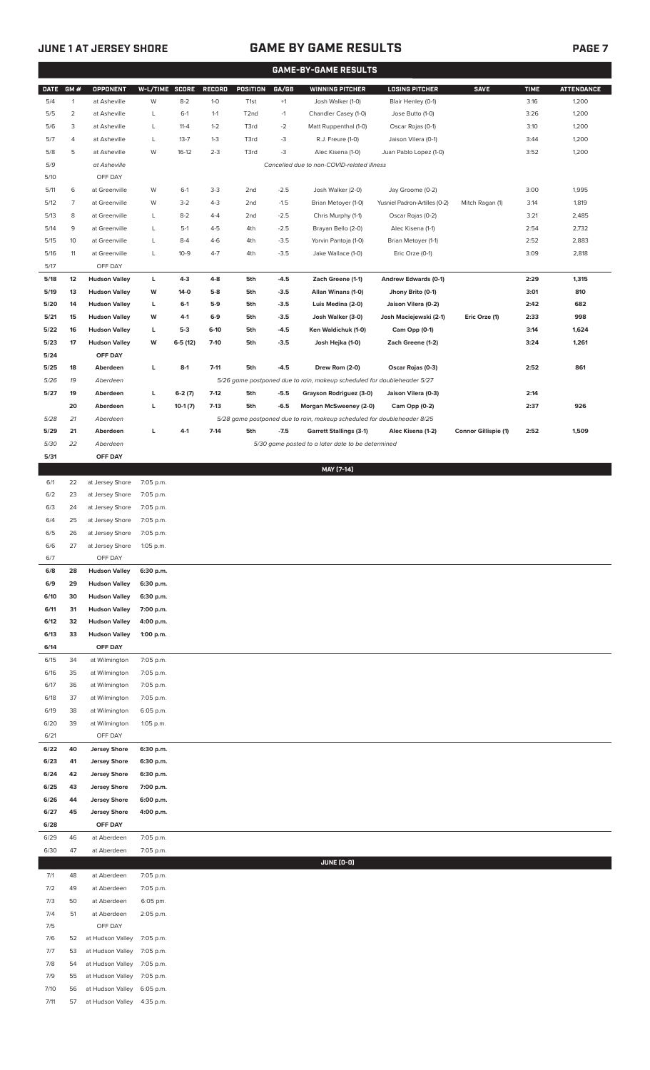## JUNE 1 AT JERSEY SHORE — GAME BY GAME RESULTS

### GAME-BY-GAME RESULTS

| DATE | GM # | OPPONENT | W-L/TIME | SCORE | RECORD | POSITION | GA/GB | WINNING PITCHER | LOSING PITCHER | SAVE | TIME | ATTENDANCE |
|---|---|---|---|---|---|---|---|---|---|---|---|---|
| 5/4 | 1 | at Asheville | W | 8-2 | 1-0 | T1st | +1 | Josh Walker (1-0) | Blair Henley (0-1) | | 3:16 | 1,200 |
| 5/5 | 2 | at Asheville | L | 6-1 | 1-1 | T2nd | -1 | Chandler Casey (1-0) | Jose Butto (1-0) | | 3:26 | 1,200 |
| 5/6 | 3 | at Asheville | L | 11-4 | 1-2 | T3rd | -2 | Matt Ruppenthal (1-0) | Oscar Rojas (0-1) | | 3:10 | 1,200 |
| 5/7 | 4 | at Asheville | L | 13-7 | 1-3 | T3rd | -3 | R.J. Freure (1-0) | Jaison Vilera (0-1) | | 3:44 | 1,200 |
| 5/8 | 5 | at Asheville | W | 16-12 | 2-3 | T3rd | -3 | Alec Kisena (1-0) | Juan Pablo Lopez (1-0) | | 3:52 | 1,200 |
| 5/9 | | at Asheville | | | | | | *Cancelled due to non-COVID-related illness* | | | | |
| 5/10 | | OFF DAY | | | | | | | | | | |
| 5/11 | 6 | at Greenville | W | 6-1 | 3-3 | 2nd | -2.5 | Josh Walker (2-0) | Jay Groome (0-2) | | 3:00 | 1,995 |
| 5/12 | 7 | at Greenville | W | 3-2 | 4-3 | 2nd | -1.5 | Brian Metoyer (1-0) | Yusniel Padron-Artilles (0-2) | Mitch Ragan (1) | 3:14 | 1,819 |
| 5/13 | 8 | at Greenville | L | 8-2 | 4-4 | 2nd | -2.5 | Chris Murphy (1-1) | Oscar Rojas (0-2) | | 3:21 | 2,485 |
| 5/14 | 9 | at Greenville | L | 5-1 | 4-5 | 4th | -2.5 | Brayan Bello (2-0) | Alec Kisena (1-1) | | 2:54 | 2,732 |
| 5/15 | 10 | at Greenville | L | 8-4 | 4-6 | 4th | -3.5 | Yorvin Pantoja (1-0) | Brian Metoyer (1-1) | | 2:52 | 2,883 |
| 5/16 | 11 | at Greenville | L | 10-9 | 4-7 | 4th | -3.5 | Jake Wallace (1-0) | Eric Orze (0-1) | | 3:09 | 2,818 |
| 5/17 | | OFF DAY | | | | | | | | | | |
| **5/18** | **12** | **Hudson Valley** | **L** | **4-3** | **4-8** | **5th** | **-4.5** | **Zach Greene (1-1)** | **Andrew Edwards (0-1)** | | **2:29** | **1,315** |
| **5/19** | **13** | **Hudson Valley** | **W** | **14-0** | **5-8** | **5th** | **-3.5** | **Allan Winans (1-0)** | **Jhony Brito (0-1)** | | **3:01** | **810** |
| **5/20** | **14** | **Hudson Valley** | **L** | **6-1** | **5-9** | **5th** | **-3.5** | **Luis Medina (2-0)** | **Jaison Vilera (0-2)** | | **2:42** | **682** |
| **5/21** | **15** | **Hudson Valley** | **W** | **4-1** | **6-9** | **5th** | **-3.5** | **Josh Walker (3-0)** | **Josh Maciejewski (2-1)** | **Eric Orze (1)** | **2:33** | **998** |
| **5/22** | **16** | **Hudson Valley** | **L** | **5-3** | **6-10** | **5th** | **-4.5** | **Ken Waldichuk (1-0)** | **Cam Opp (0-1)** | | **3:14** | **1,624** |
| **5/23** | **17** | **Hudson Valley** | **W** | **6-5 (12)** | **7-10** | **5th** | **-3.5** | **Josh Hejka (1-0)** | **Zach Greene (1-2)** | | **3:24** | **1,261** |
| **5/24** | | **OFF DAY** | | | | | | | | | | |
| **5/25** | **18** | **Aberdeen** | **L** | **8-1** | **7-11** | **5th** | **-4.5** | **Drew Rom (2-0)** | **Oscar Rojas (0-3)** | | **2:52** | **861** |
| *5/26* | *19* | *Aberdeen* | | | | | | *5/26 game postponed due to rain, makeup scheduled for doubleheader 5/27* | | | | |
| **5/27** | **19** | **Aberdeen** | **L** | **6-2 (7)** | **7-12** | **5th** | **-5.5** | **Grayson Rodriguez (3-0)** | **Jaison Vilera (0-3)** | | **2:14** | |
| | **20** | **Aberdeen** | **L** | **10-1 (7)** | **7-13** | **5th** | **-6.5** | **Morgan McSweeney (2-0)** | **Cam Opp (0-2)** | | **2:37** | **926** |
| *5/28* | *21* | *Aberdeen* | | | | | | *5/28 game postponed due to rain, makeup scheduled for doubleheader 8/25* | | | | |
| **5/29** | **21** | **Aberdeen** | **L** | **4-1** | **7-14** | **5th** | **-7.5** | **Garrett Stallings (3-1)** | **Alec Kisena (1-2)** | **Connor Gillispie (1)** | **2:52** | **1,509** |
| *5/30* | *22* | *Aberdeen* | | | | | | *5/30 game posted to a later date to be determined* | | | | |
| **5/31** | | **OFF DAY** | | | | | | | | | | |
| | | | | | | | | **MAY [7-14]** | | | | |
| 6/1 | 22 | at Jersey Shore | 7:05 p.m. | | | | | | | | | |
| 6/2 | 23 | at Jersey Shore | 7:05 p.m. | | | | | | | | | |
| 6/3 | 24 | at Jersey Shore | 7:05 p.m. | | | | | | | | | |
| 6/4 | 25 | at Jersey Shore | 7:05 p.m. | | | | | | | | | |
| 6/5 | 26 | at Jersey Shore | 7:05 p.m. | | | | | | | | | |
| 6/6 | 27 | at Jersey Shore | 1:05 p.m. | | | | | | | | | |
| 6/7 | | OFF DAY | | | | | | | | | | |
| **6/8** | **28** | **Hudson Valley** | **6:30 p.m.** | | | | | | | | | |
| **6/9** | **29** | **Hudson Valley** | **6:30 p.m.** | | | | | | | | | |
| **6/10** | **30** | **Hudson Valley** | **6:30 p.m.** | | | | | | | | | |
| **6/11** | **31** | **Hudson Valley** | **7:00 p.m.** | | | | | | | | | |
| **6/12** | **32** | **Hudson Valley** | **4:00 p.m.** | | | | | | | | | |
| **6/13** | **33** | **Hudson Valley** | **1:00 p.m.** | | | | | | | | | |
| **6/14** | | **OFF DAY** | | | | | | | | | | |
| 6/15 | 34 | at Wilmington | 7:05 p.m. | | | | | | | | | |
| 6/16 | 35 | at Wilmington | 7:05 p.m. | | | | | | | | | |
| 6/17 | 36 | at Wilmington | 7:05 p.m. | | | | | | | | | |
| 6/18 | 37 | at Wilmington | 7:05 p.m. | | | | | | | | | |
| 6/19 | 38 | at Wilmington | 6:05 p.m. | | | | | | | | | |
| 6/20 | 39 | at Wilmington | 1:05 p.m. | | | | | | | | | |
| 6/21 | | OFF DAY | | | | | | | | | | |
| **6/22** | **40** | **Jersey Shore** | **6:30 p.m.** | | | | | | | | | |
| **6/23** | **41** | **Jersey Shore** | **6:30 p.m.** | | | | | | | | | |
| **6/24** | **42** | **Jersey Shore** | **6:30 p.m.** | | | | | | | | | |
| **6/25** | **43** | **Jersey Shore** | **7:00 p.m.** | | | | | | | | | |
| **6/26** | **44** | **Jersey Shore** | **6:00 p.m.** | | | | | | | | | |
| **6/27** | **45** | **Jersey Shore** | **4:00 p.m.** | | | | | | | | | |
| **6/28** | | **OFF DAY** | | | | | | | | | | |
| 6/29 | 46 | at Aberdeen | 7:05 p.m. | | | | | | | | | |
| 6/30 | 47 | at Aberdeen | 7:05 p.m. | | | | | | | | | |
| | | | | | | | | **JUNE [0-0]** | | | | |
| 7/1 | 48 | at Aberdeen | 7:05 p.m. | | | | | | | | | |
| 7/2 | 49 | at Aberdeen | 7:05 p.m. | | | | | | | | | |
| 7/3 | 50 | at Aberdeen | 6:05 pm. | | | | | | | | | |
| 7/4 | 51 | at Aberdeen | 2:05 p.m. | | | | | | | | | |
| 7/5 | | OFF DAY | | | | | | | | | | |
| 7/6 | 52 | at Hudson Valley | 7:05 p.m. | | | | | | | | | |
| 7/7 | 53 | at Hudson Valley | 7:05 p.m. | | | | | | | | | |
| 7/8 | 54 | at Hudson Valley | 7:05 p.m. | | | | | | | | | |
| 7/9 | 55 | at Hudson Valley | 7:05 p.m. | | | | | | | | | |
| 7/10 | 56 | at Hudson Valley | 6:05 p.m. | | | | | | | | | |
| 7/11 | 57 | at Hudson Valley | 4:35 p.m. | | | | | | | | | |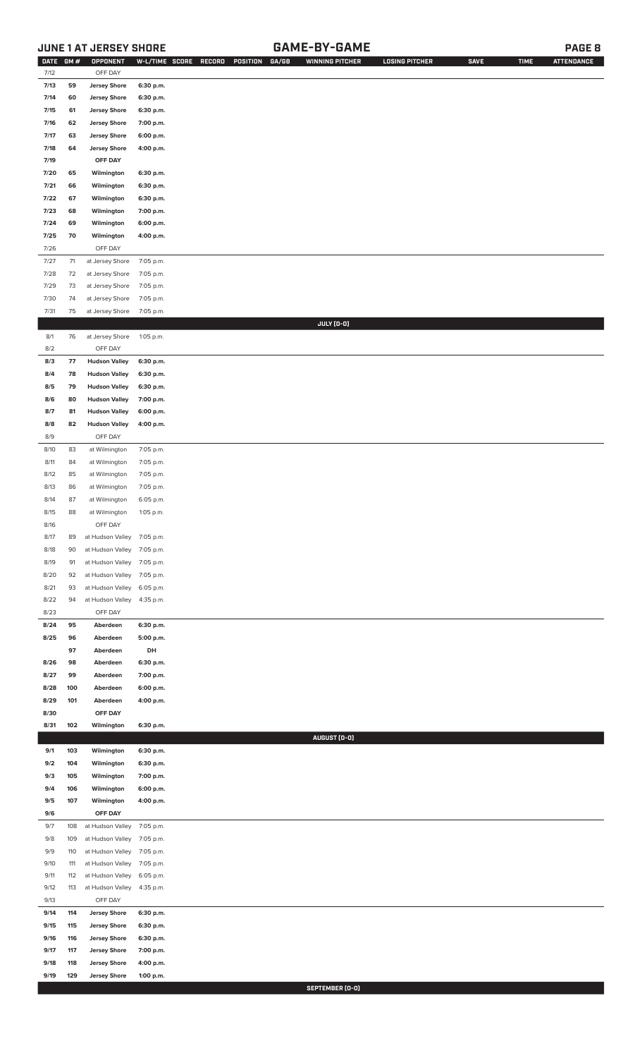## JUNE 1 AT JERSEY SHORE — GAME-BY-GAME

| DATE | GM # | OPPONENT | W-L/TIME | SCORE | RECORD | POSITION | GA/GB | WINNING PITCHER | LOSING PITCHER | SAVE | TIME | ATTENDANCE |
|---|---|---|---|---|---|---|---|---|---|---|---|---|
| 7/12 | | OFF DAY | | | | | | | | | | |
| 7/13 | 59 | Jersey Shore | 6:30 p.m. | | | | | | | | | |
| 7/14 | 60 | Jersey Shore | 6:30 p.m. | | | | | | | | | |
| 7/15 | 61 | Jersey Shore | 6:30 p.m. | | | | | | | | | |
| 7/16 | 62 | Jersey Shore | 7:00 p.m. | | | | | | | | | |
| 7/17 | 63 | Jersey Shore | 6:00 p.m. | | | | | | | | | |
| 7/18 | 64 | Jersey Shore | 4:00 p.m. | | | | | | | | | |
| 7/19 | | OFF DAY | | | | | | | | | | |
| 7/20 | 65 | Wilmington | 6:30 p.m. | | | | | | | | | |
| 7/21 | 66 | Wilmington | 6:30 p.m. | | | | | | | | | |
| 7/22 | 67 | Wilmington | 6:30 p.m. | | | | | | | | | |
| 7/23 | 68 | Wilmington | 7:00 p.m. | | | | | | | | | |
| 7/24 | 69 | Wilmington | 6:00 p.m. | | | | | | | | | |
| 7/25 | 70 | Wilmington | 4:00 p.m. | | | | | | | | | |
| 7/26 | | OFF DAY | | | | | | | | | | |
| 7/27 | 71 | at Jersey Shore | 7:05 p.m. | | | | | | | | | |
| 7/28 | 72 | at Jersey Shore | 7:05 p.m. | | | | | | | | | |
| 7/29 | 73 | at Jersey Shore | 7:05 p.m. | | | | | | | | | |
| 7/30 | 74 | at Jersey Shore | 7:05 p.m. | | | | | | | | | |
| 7/31 | 75 | at Jersey Shore | 7:05 p.m. | | | | | | | | | |
| | | | | | | | | JULY (0-0) | | | | |
| 8/1 | 76 | at Jersey Shore | 1:05 p.m. | | | | | | | | | |
| 8/2 | | OFF DAY | | | | | | | | | | |
| 8/3 | 77 | Hudson Valley | 6:30 p.m. | | | | | | | | | |
| 8/4 | 78 | Hudson Valley | 6:30 p.m. | | | | | | | | | |
| 8/5 | 79 | Hudson Valley | 6:30 p.m. | | | | | | | | | |
| 8/6 | 80 | Hudson Valley | 7:00 p.m. | | | | | | | | | |
| 8/7 | 81 | Hudson Valley | 6:00 p.m. | | | | | | | | | |
| 8/8 | 82 | Hudson Valley | 4:00 p.m. | | | | | | | | | |
| 8/9 | | OFF DAY | | | | | | | | | | |
| 8/10 | 83 | at Wilmington | 7:05 p.m. | | | | | | | | | |
| 8/11 | 84 | at Wilmington | 7:05 p.m. | | | | | | | | | |
| 8/12 | 85 | at Wilmington | 7:05 p.m. | | | | | | | | | |
| 8/13 | 86 | at Wilmington | 7:05 p.m. | | | | | | | | | |
| 8/14 | 87 | at Wilmington | 6:05 p.m. | | | | | | | | | |
| 8/15 | 88 | at Wilmington | 1:05 p.m. | | | | | | | | | |
| 8/16 | | OFF DAY | | | | | | | | | | |
| 8/17 | 89 | at Hudson Valley | 7:05 p.m. | | | | | | | | | |
| 8/18 | 90 | at Hudson Valley | 7:05 p.m. | | | | | | | | | |
| 8/19 | 91 | at Hudson Valley | 7:05 p.m. | | | | | | | | | |
| 8/20 | 92 | at Hudson Valley | 7:05 p.m. | | | | | | | | | |
| 8/21 | 93 | at Hudson Valley | 6:05 p.m. | | | | | | | | | |
| 8/22 | 94 | at Hudson Valley | 4:35 p.m. | | | | | | | | | |
| 8/23 | | OFF DAY | | | | | | | | | | |
| 8/24 | 95 | Aberdeen | 6:30 p.m. | | | | | | | | | |
| 8/25 | 96 | Aberdeen | 5:00 p.m. | | | | | | | | | |
| | 97 | Aberdeen | DH | | | | | | | | | |
| 8/26 | 98 | Aberdeen | 6:30 p.m. | | | | | | | | | |
| 8/27 | 99 | Aberdeen | 7:00 p.m. | | | | | | | | | |
| 8/28 | 100 | Aberdeen | 6:00 p.m. | | | | | | | | | |
| 8/29 | 101 | Aberdeen | 4:00 p.m. | | | | | | | | | |
| 8/30 | | OFF DAY | | | | | | | | | | |
| 8/31 | 102 | Wilmington | 6:30 p.m. | | | | | | | | | |
| | | | | | | | | AUGUST (0-0) | | | | |
| 9/1 | 103 | Wilmington | 6:30 p.m. | | | | | | | | | |
| 9/2 | 104 | Wilmington | 6:30 p.m. | | | | | | | | | |
| 9/3 | 105 | Wilmington | 7:00 p.m. | | | | | | | | | |
| 9/4 | 106 | Wilmington | 6:00 p.m. | | | | | | | | | |
| 9/5 | 107 | Wilmington | 4:00 p.m. | | | | | | | | | |
| 9/6 | | OFF DAY | | | | | | | | | | |
| 9/7 | 108 | at Hudson Valley | 7:05 p.m. | | | | | | | | | |
| 9/8 | 109 | at Hudson Valley | 7:05 p.m. | | | | | | | | | |
| 9/9 | 110 | at Hudson Valley | 7:05 p.m. | | | | | | | | | |
| 9/10 | 111 | at Hudson Valley | 7:05 p.m. | | | | | | | | | |
| 9/11 | 112 | at Hudson Valley | 6:05 p.m. | | | | | | | | | |
| 9/12 | 113 | at Hudson Valley | 4:35 p.m. | | | | | | | | | |
| 9/13 | | OFF DAY | | | | | | | | | | |
| 9/14 | 114 | Jersey Shore | 6:30 p.m. | | | | | | | | | |
| 9/15 | 115 | Jersey Shore | 6:30 p.m. | | | | | | | | | |
| 9/16 | 116 | Jersey Shore | 6:30 p.m. | | | | | | | | | |
| 9/17 | 117 | Jersey Shore | 7:00 p.m. | | | | | | | | | |
| 9/18 | 118 | Jersey Shore | 4:00 p.m. | | | | | | | | | |
| 9/19 | 129 | Jersey Shore | 1:00 p.m. | | | | | | | | | |
| | | | | | | | | SEPTEMBER (0-0) | | | | |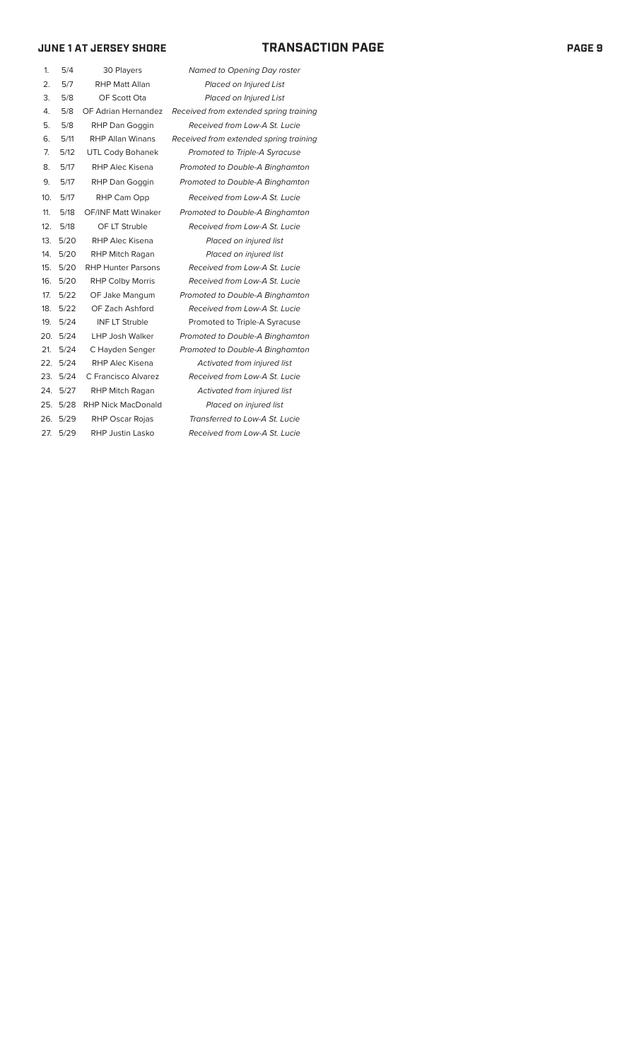# TRANSACTION PAGE

| | | | |
|---|---|---|---|
| 1. | 5/4 | 30 Players | *Named to Opening Day roster* |
| 2. | 5/7 | RHP Matt Allan | *Placed on Injured List* |
| 3. | 5/8 | OF Scott Ota | *Placed on Injured List* |
| 4. | 5/8 | OF Adrian Hernandez | *Received from extended spring training* |
| 5. | 5/8 | RHP Dan Goggin | *Received from Low-A St. Lucie* |
| 6. | 5/11 | RHP Allan Winans | *Received from extended spring training* |
| 7. | 5/12 | UTL Cody Bohanek | *Promoted to Triple-A Syracuse* |
| 8. | 5/17 | RHP Alec Kisena | *Promoted to Double-A Binghamton* |
| 9. | 5/17 | RHP Dan Goggin | *Promoted to Double-A Binghamton* |
| 10. | 5/17 | RHP Cam Opp | *Received from Low-A St. Lucie* |
| 11. | 5/18 | OF/INF Matt Winaker | *Promoted to Double-A Binghamton* |
| 12. | 5/18 | OF LT Struble | *Received from Low-A St. Lucie* |
| 13. | 5/20 | RHP Alec Kisena | *Placed on injured list* |
| 14. | 5/20 | RHP Mitch Ragan | *Placed on injured list* |
| 15. | 5/20 | RHP Hunter Parsons | *Received from Low-A St. Lucie* |
| 16. | 5/20 | RHP Colby Morris | *Received from Low-A St. Lucie* |
| 17. | 5/22 | OF Jake Mangum | *Promoted to Double-A Binghamton* |
| 18. | 5/22 | OF Zach Ashford | *Received from Low-A St. Lucie* |
| 19. | 5/24 | INF LT Struble | Promoted to Triple-A Syracuse |
| 20. | 5/24 | LHP Josh Walker | *Promoted to Double-A Binghamton* |
| 21. | 5/24 | C Hayden Senger | *Promoted to Double-A Binghamton* |
| 22. | 5/24 | RHP Alec Kisena | *Activated from injured list* |
| 23. | 5/24 | C Francisco Alvarez | *Received from Low-A St. Lucie* |
| 24. | 5/27 | RHP Mitch Ragan | *Activated from injured list* |
| 25. | 5/28 | RHP Nick MacDonald | *Placed on injured list* |
| 26. | 5/29 | RHP Oscar Rojas | *Transferred to Low-A St. Lucie* |
| 27. | 5/29 | RHP Justin Lasko | *Received from Low-A St. Lucie* |